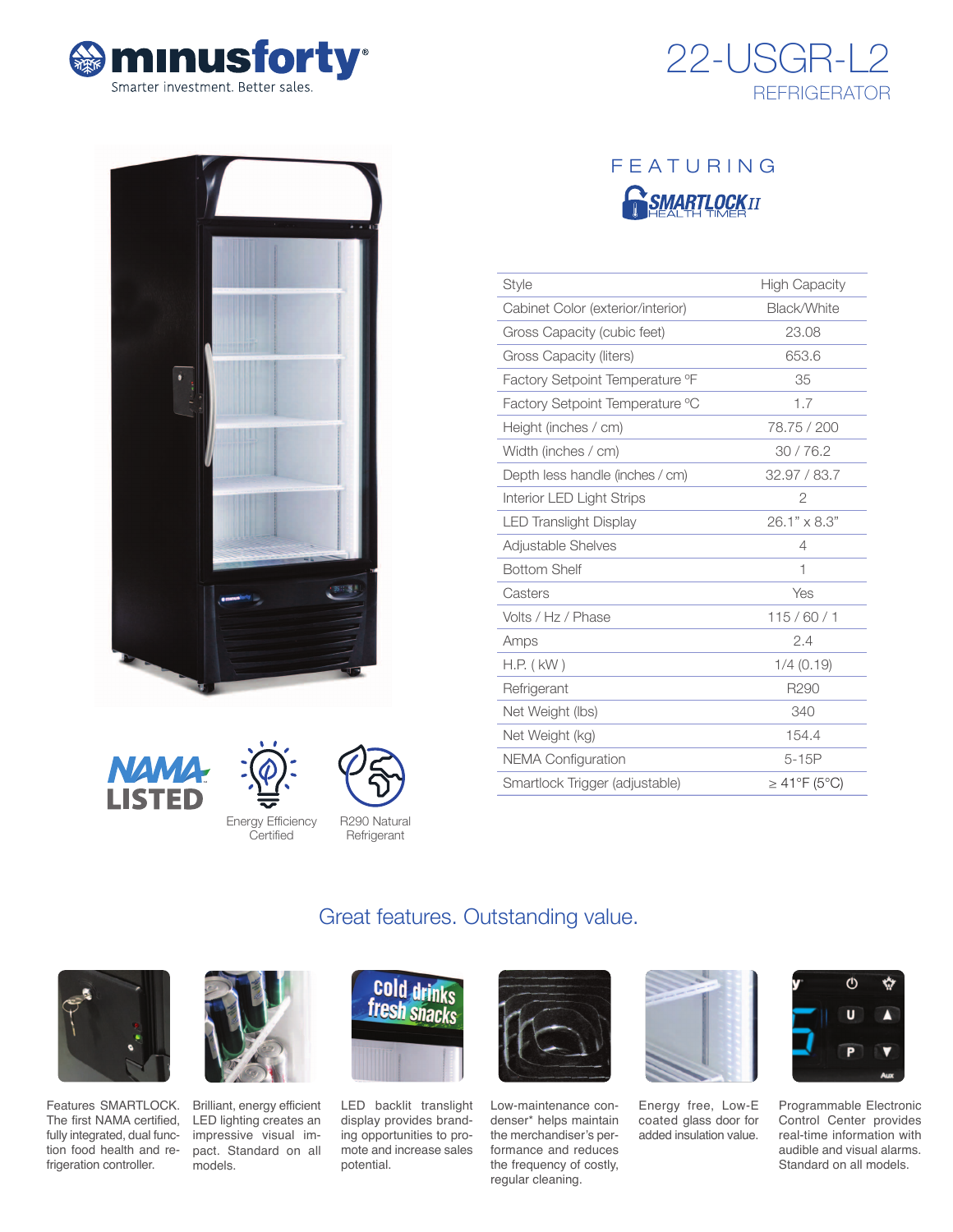minusforty®
Smarter investment. Better sales.

# 22-USGR-L2

## REFRIGERATOR

FEATURING

SMARTLOCK II HEALTH TIMER

| Style | High Capacity |
|---|---|
| Cabinet Color (exterior/interior) | Black/White |
| Gross Capacity (cubic feet) | 23.08 |
| Gross Capacity (liters) | 653.6 |
| Factory Setpoint Temperature °F | 35 |
| Factory Setpoint Temperature °C | 1.7 |
| Height (inches / cm) | 78.75 / 200 |
| Width (inches / cm) | 30 / 76.2 |
| Depth less handle (inches / cm) | 32.97 / 83.7 |
| Interior LED Light Strips | 2 |
| LED Translight Display | 26.1" x 8.3" |
| Adjustable Shelves | 4 |
| Bottom Shelf | 1 |
| Casters | Yes |
| Volts / Hz / Phase | 115 / 60 / 1 |
| Amps | 2.4 |
| H.P. ( kW ) | 1/4 (0.19) |
| Refrigerant | R290 |
| Net Weight (lbs) | 340 |
| Net Weight (kg) | 154.4 |
| NEMA Configuration | 5-15P |
| Smartlock Trigger (adjustable) | ≥ 41°F (5°C) |

NAMA LISTED

Energy Efficiency Certified

R290 Natural Refrigerant

## Great features. Outstanding value.

Features SMARTLOCK. The first NAMA certified, fully integrated, dual function food health and refrigeration controller.

Brilliant, energy efficient LED lighting creates an impressive visual impact. Standard on all models.

LED backlit translight display provides branding opportunities to promote merchandise and increase sales potential.

Low-maintenance condenser* helps maintain the merchandiser's performance and reduces the frequency of costly, regular cleaning.

Energy free, Low-E coated glass door for added insulation value.

Programmable Electronic Control Center provides real-time information with audible and visual alarms. Standard on all models.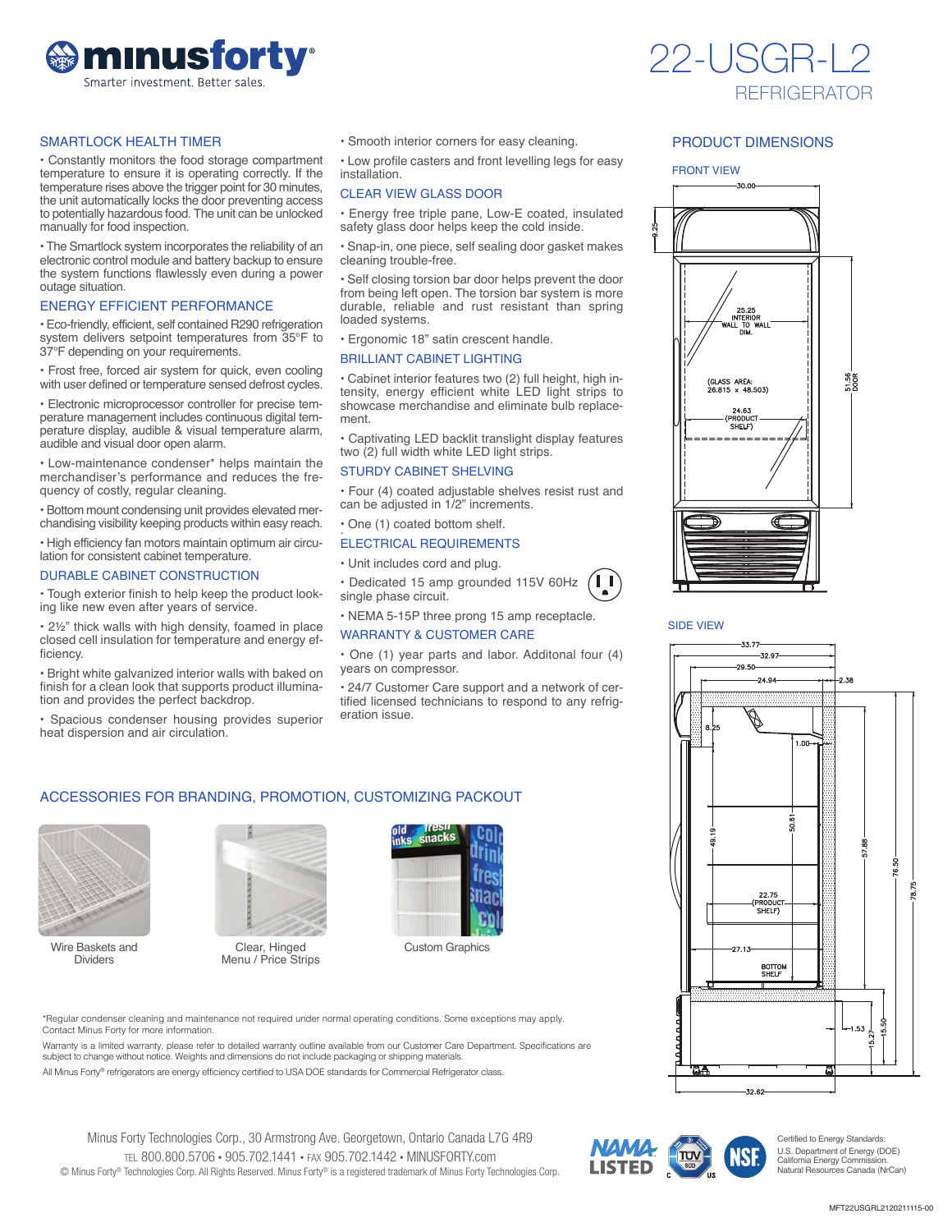# 22-USGR-L2

## REFRIGERATOR

minusforty®
Smarter investment. Better sales.

## SMARTLOCK HEALTH TIMER

- Constantly monitors the food storage compartment temperature to ensure it is operating correctly. If the temperature rises above the trigger point for 30 minutes, the unit automatically locks the door preventing access to potentially hazardous food. The unit can be unlocked manually for food inspection.
- The Smartlock system incorporates the reliability of an electronic control module and battery backup to ensure the system functions flawlessly even during a power outage situation.

## ENERGY EFFICIENT PERFORMANCE

- Eco-friendly, efficient, self contained R290 refrigeration system delivers setpoint temperatures from 35°F to 37°F depending on your requirements.
- Frost free, forced air system for quick, even cooling with user defined or temperature sensed defrost cycles.
- Electronic microprocessor controller for precise temperature management includes continuous digital temperature display, audible & visual temperature alarm, audible and visual door open alarm.
- Low-maintenance condenser* helps maintain the merchandiser's performance and reduces the frequency of costly, regular cleaning.
- Bottom mount condensing unit provides elevated merchandising visibility keeping products within easy reach.
- High efficiency fan motors maintain optimum air circulation for consistent cabinet temperature.

## DURABLE CABINET CONSTRUCTION

- Tough exterior finish to help keep the product looking like new even after years of service.
- 2½" thick walls with high density, foamed in place closed cell insulation for temperature and energy efficiency.
- Bright white galvanized interior walls with baked on finish for a clean look that supports product illumination and provides the perfect backdrop.
- Spacious condenser housing provides superior heat dispersion and air circulation.
- Smooth interior corners for easy cleaning.
- Low profile casters and front levelling legs for easy installation.

## CLEAR VIEW GLASS DOOR

- Energy free triple pane, Low-E coated, insulated safety glass door helps keep the cold inside.
- Snap-in, one piece, self sealing door gasket makes cleaning trouble-free.
- Self closing torsion bar door helps prevent the door from being left open. The torsion bar system is more durable, reliable and rust resistant than spring loaded systems.
- Ergonomic 18" satin crescent handle.

## BRILLIANT CABINET LIGHTING

- Cabinet interior features two (2) full height, high intensity, energy efficient white LED light strips to showcase merchandise and eliminate bulb replacement.
- Captivating LED backlit translight display features two (2) full width white LED light strips.

## STURDY CABINET SHELVING

- Four (4) coated adjustable shelves resist rust and can be adjusted in 1/2" increments.
- One (1) coated bottom shelf.

## ELECTRICAL REQUIREMENTS

- Unit includes cord and plug.
- Dedicated 15 amp grounded 115V 60Hz single phase circuit.
- NEMA 5-15P three prong 15 amp receptacle.

## WARRANTY & CUSTOMER CARE

- One (1) year parts and labor. Additonal four (4) years on compressor.
- 24/7 Customer Care support and a network of certified licensed technicians to respond to any refrigeration issue.

## PRODUCT DIMENSIONS

### FRONT VIEW

30.00
9.25
25.25 INTERIOR WALL TO WALL DIM.
(GLASS AREA: 26.815 x 48.503)
24.63 (PRODUCT SHELF)
51.56 DOOR

### SIDE VIEW

33.77
32.97
29.50
24.94
2.38
8.25
1.00
49.19
50.61
57.88
76.50
78.75
22.75 (PRODUCT SHELF)
27.13
BOTTOM SHELF
1.53
15.27
15.50
32.62

## ACCESSORIES FOR BRANDING, PROMOTION, CUSTOMIZING PACKOUT

Wire Baskets and Dividers

Clear, Hinged Menu / Price Strips

Custom Graphics

*Regular condenser cleaning and maintenance not required under normal operating conditions. Some exceptions may apply. Contact Minus Forty for more information.

Warranty is a limited warranty, please refer to detailed warranty outline available from our Customer Care Department. Specifications are subject to change without notice. Weights and dimensions do not include packaging or shipping materials.

All Minus Forty® refrigerators are energy efficiency certified to USA DOE standards for Commercial Refrigerator class.

Minus Forty Technologies Corp., 30 Armstrong Ave. Georgetown, Ontario Canada L7G 4R9
TEL 800.800.5706 • 905.702.1441 • FAX 905.702.1442 • MINUSFORTY.com
© Minus Forty® Technologies Corp. All Rights Reserved. Minus Forty® is a registered trademark of Minus Forty Technologies Corp.

Certified to Energy Standards:
U.S. Department of Energy (DOE)
California Energy Commission.
Natural Resources Canada (NrCan)

MFT22USGRL2120211115-00